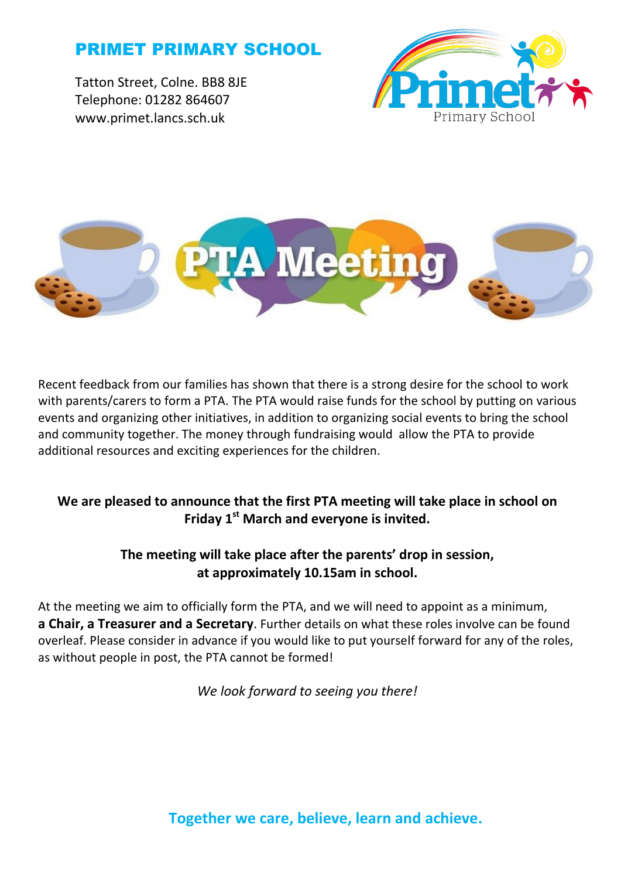# PRIMET PRIMARY SCHOOL

Tatton Street, Colne. BB8 8JE
Telephone: 01282 864607
www.primet.lancs.sch.uk

## PTA Meeting

Recent feedback from our families has shown that there is a strong desire for the school to work with parents/carers to form a PTA. The PTA would raise funds for the school by putting on various events and organizing other initiatives, in addition to organizing social events to bring the school and community together. The money through fundraising would allow the PTA to provide additional resources and exciting experiences for the children.

**We are pleased to announce that the first PTA meeting will take place in school on Friday 1st March and everyone is invited.**

**The meeting will take place after the parents' drop in session, at approximately 10.15am in school.**

At the meeting we aim to officially form the PTA, and we will need to appoint as a minimum, **a Chair, a Treasurer and a Secretary**. Further details on what these roles involve can be found overleaf. Please consider in advance if you would like to put yourself forward for any of the roles, as without people in post, the PTA cannot be formed!

*We look forward to seeing you there!*

**Together we care, believe, learn and achieve.**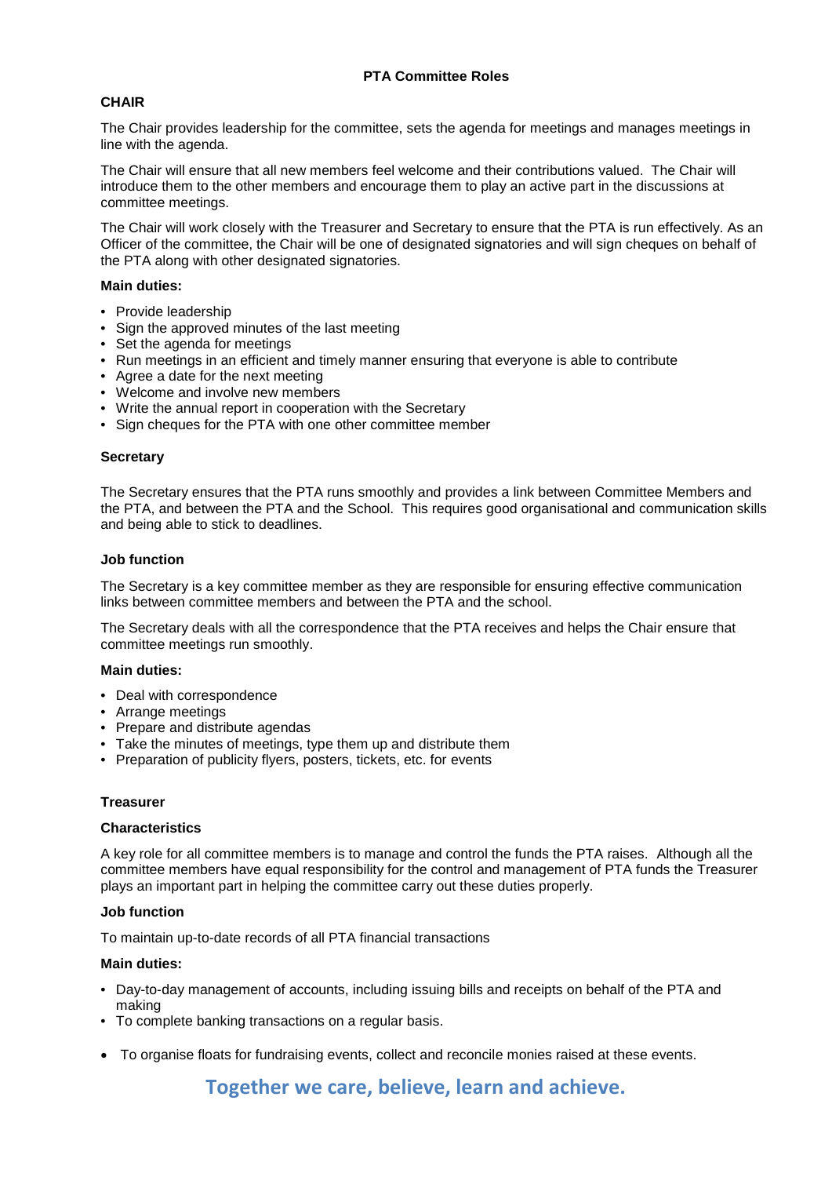## PTA Committee Roles

### CHAIR

The Chair provides leadership for the committee, sets the agenda for meetings and manages meetings in line with the agenda.

The Chair will ensure that all new members feel welcome and their contributions valued. The Chair will introduce them to the other members and encourage them to play an active part in the discussions at committee meetings.

The Chair will work closely with the Treasurer and Secretary to ensure that the PTA is run effectively. As an Officer of the committee, the Chair will be one of designated signatories and will sign cheques on behalf of the PTA along with other designated signatories.

**Main duties:**

- Provide leadership
- Sign the approved minutes of the last meeting
- Set the agenda for meetings
- Run meetings in an efficient and timely manner ensuring that everyone is able to contribute
- Agree a date for the next meeting
- Welcome and involve new members
- Write the annual report in cooperation with the Secretary
- Sign cheques for the PTA with one other committee member

### Secretary

The Secretary ensures that the PTA runs smoothly and provides a link between Committee Members and the PTA, and between the PTA and the School. This requires good organisational and communication skills and being able to stick to deadlines.

**Job function**

The Secretary is a key committee member as they are responsible for ensuring effective communication links between committee members and between the PTA and the school.

The Secretary deals with all the correspondence that the PTA receives and helps the Chair ensure that committee meetings run smoothly.

**Main duties:**

- Deal with correspondence
- Arrange meetings
- Prepare and distribute agendas
- Take the minutes of meetings, type them up and distribute them
- Preparation of publicity flyers, posters, tickets, etc. for events

### Treasurer

**Characteristics**

A key role for all committee members is to manage and control the funds the PTA raises. Although all the committee members have equal responsibility for the control and management of PTA funds the Treasurer plays an important part in helping the committee carry out these duties properly.

**Job function**

To maintain up-to-date records of all PTA financial transactions

**Main duties:**

- Day-to-day management of accounts, including issuing bills and receipts on behalf of the PTA and making
- To complete banking transactions on a regular basis.
- To organise floats for fundraising events, collect and reconcile monies raised at these events.

**Together we care, believe, learn and achieve.**